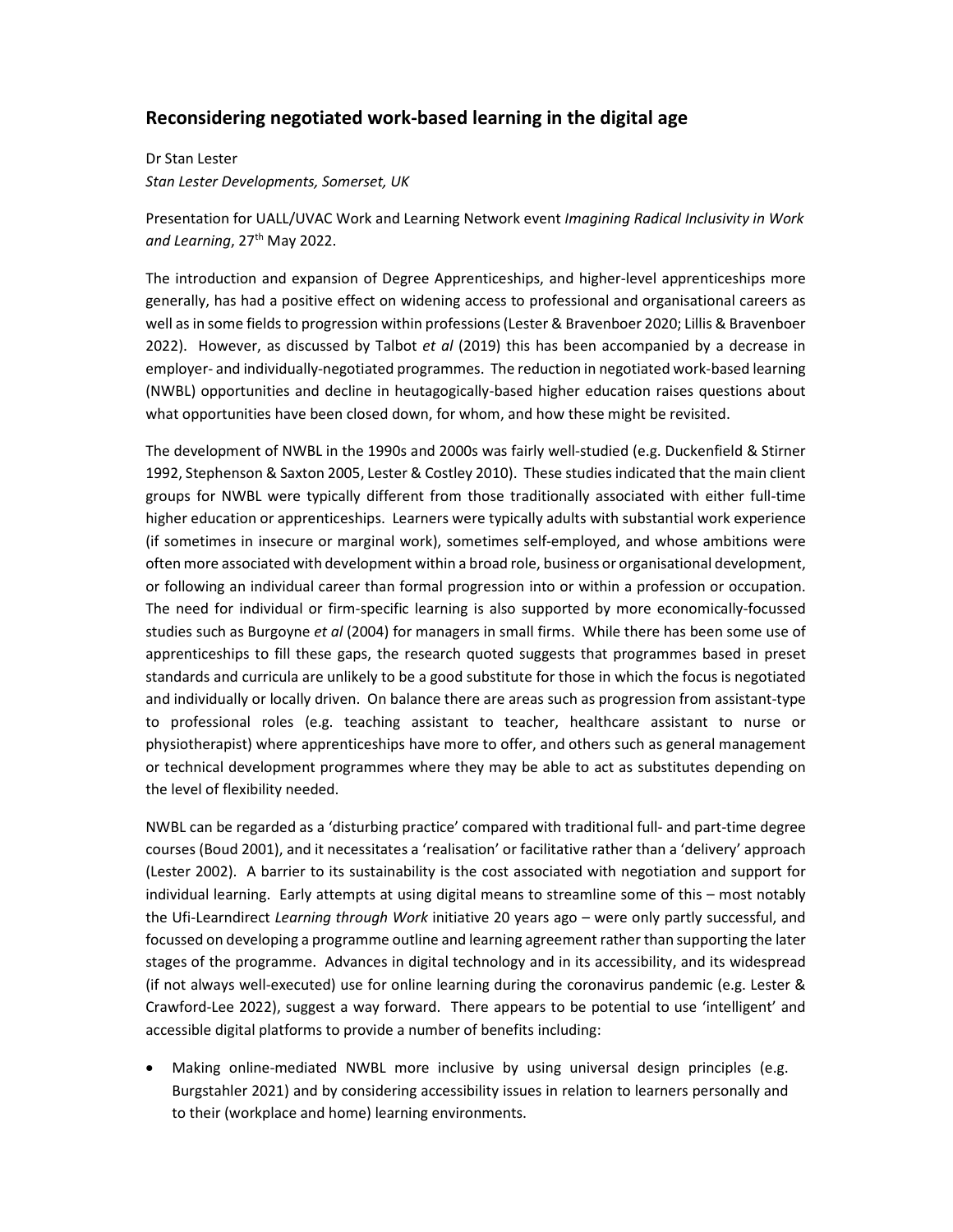## Reconsidering negotiated work-based learning in the digital age

Dr Stan Lester
*Stan Lester Developments, Somerset, UK*

Presentation for UALL/UVAC Work and Learning Network event *Imagining Radical Inclusivity in Work and Learning*, 27th May 2022.

The introduction and expansion of Degree Apprenticeships, and higher-level apprenticeships more generally, has had a positive effect on widening access to professional and organisational careers as well as in some fields to progression within professions (Lester & Bravenboer 2020; Lillis & Bravenboer 2022). However, as discussed by Talbot *et al* (2019) this has been accompanied by a decrease in employer- and individually-negotiated programmes. The reduction in negotiated work-based learning (NWBL) opportunities and decline in heutagogically-based higher education raises questions about what opportunities have been closed down, for whom, and how these might be revisited.

The development of NWBL in the 1990s and 2000s was fairly well-studied (e.g. Duckenfield & Stirner 1992, Stephenson & Saxton 2005, Lester & Costley 2010). These studies indicated that the main client groups for NWBL were typically different from those traditionally associated with either full-time higher education or apprenticeships. Learners were typically adults with substantial work experience (if sometimes in insecure or marginal work), sometimes self-employed, and whose ambitions were often more associated with development within a broad role, business or organisational development, or following an individual career than formal progression into or within a profession or occupation. The need for individual or firm-specific learning is also supported by more economically-focussed studies such as Burgoyne *et al* (2004) for managers in small firms. While there has been some use of apprenticeships to fill these gaps, the research quoted suggests that programmes based in preset standards and curricula are unlikely to be a good substitute for those in which the focus is negotiated and individually or locally driven. On balance there are areas such as progression from assistant-type to professional roles (e.g. teaching assistant to teacher, healthcare assistant to nurse or physiotherapist) where apprenticeships have more to offer, and others such as general management or technical development programmes where they may be able to act as substitutes depending on the level of flexibility needed.

NWBL can be regarded as a 'disturbing practice' compared with traditional full- and part-time degree courses (Boud 2001), and it necessitates a 'realisation' or facilitative rather than a 'delivery' approach (Lester 2002). A barrier to its sustainability is the cost associated with negotiation and support for individual learning. Early attempts at using digital means to streamline some of this – most notably the Ufi-Learndirect *Learning through Work* initiative 20 years ago – were only partly successful, and focussed on developing a programme outline and learning agreement rather than supporting the later stages of the programme. Advances in digital technology and in its accessibility, and its widespread (if not always well-executed) use for online learning during the coronavirus pandemic (e.g. Lester & Crawford-Lee 2022), suggest a way forward. There appears to be potential to use 'intelligent' and accessible digital platforms to provide a number of benefits including:

- Making online-mediated NWBL more inclusive by using universal design principles (e.g. Burgstahler 2021) and by considering accessibility issues in relation to learners personally and to their (workplace and home) learning environments.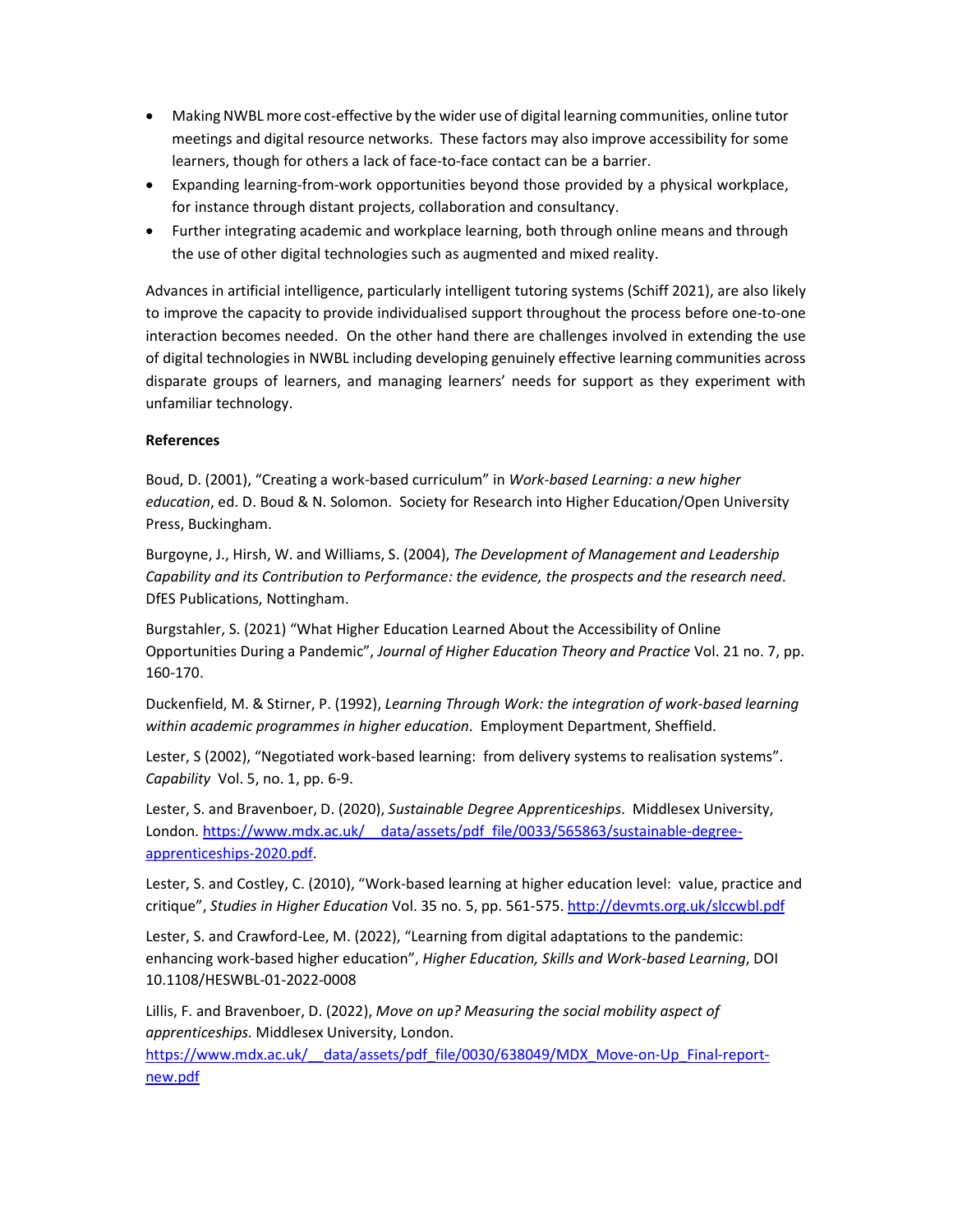- Making NWBL more cost-effective by the wider use of digital learning communities, online tutor meetings and digital resource networks. These factors may also improve accessibility for some learners, though for others a lack of face-to-face contact can be a barrier.
- Expanding learning-from-work opportunities beyond those provided by a physical workplace, for instance through distant projects, collaboration and consultancy.
- Further integrating academic and workplace learning, both through online means and through the use of other digital technologies such as augmented and mixed reality.

Advances in artificial intelligence, particularly intelligent tutoring systems (Schiff 2021), are also likely to improve the capacity to provide individualised support throughout the process before one-to-one interaction becomes needed. On the other hand there are challenges involved in extending the use of digital technologies in NWBL including developing genuinely effective learning communities across disparate groups of learners, and managing learners' needs for support as they experiment with unfamiliar technology.

**References**

Boud, D. (2001), "Creating a work-based curriculum" in *Work-based Learning: a new higher education*, ed. D. Boud & N. Solomon. Society for Research into Higher Education/Open University Press, Buckingham.

Burgoyne, J., Hirsh, W. and Williams, S. (2004), *The Development of Management and Leadership Capability and its Contribution to Performance: the evidence, the prospects and the research need*. DfES Publications, Nottingham.

Burgstahler, S. (2021) "What Higher Education Learned About the Accessibility of Online Opportunities During a Pandemic", *Journal of Higher Education Theory and Practice* Vol. 21 no. 7, pp. 160-170.

Duckenfield, M. & Stirner, P. (1992), *Learning Through Work: the integration of work-based learning within academic programmes in higher education*. Employment Department, Sheffield.

Lester, S (2002), "Negotiated work-based learning: from delivery systems to realisation systems". *Capability* Vol. 5, no. 1, pp. 6-9.

Lester, S. and Bravenboer, D. (2020), *Sustainable Degree Apprenticeships*. Middlesex University, London. https://www.mdx.ac.uk/__data/assets/pdf_file/0033/565863/sustainable-degree-apprenticeships-2020.pdf.

Lester, S. and Costley, C. (2010), "Work-based learning at higher education level: value, practice and critique", *Studies in Higher Education* Vol. 35 no. 5, pp. 561-575. http://devmts.org.uk/slccwbl.pdf

Lester, S. and Crawford-Lee, M. (2022), "Learning from digital adaptations to the pandemic: enhancing work-based higher education", *Higher Education, Skills and Work-based Learning*, DOI 10.1108/HESWBL-01-2022-0008

Lillis, F. and Bravenboer, D. (2022), *Move on up? Measuring the social mobility aspect of apprenticeships.* Middlesex University, London. https://www.mdx.ac.uk/__data/assets/pdf_file/0030/638049/MDX_Move-on-Up_Final-report-new.pdf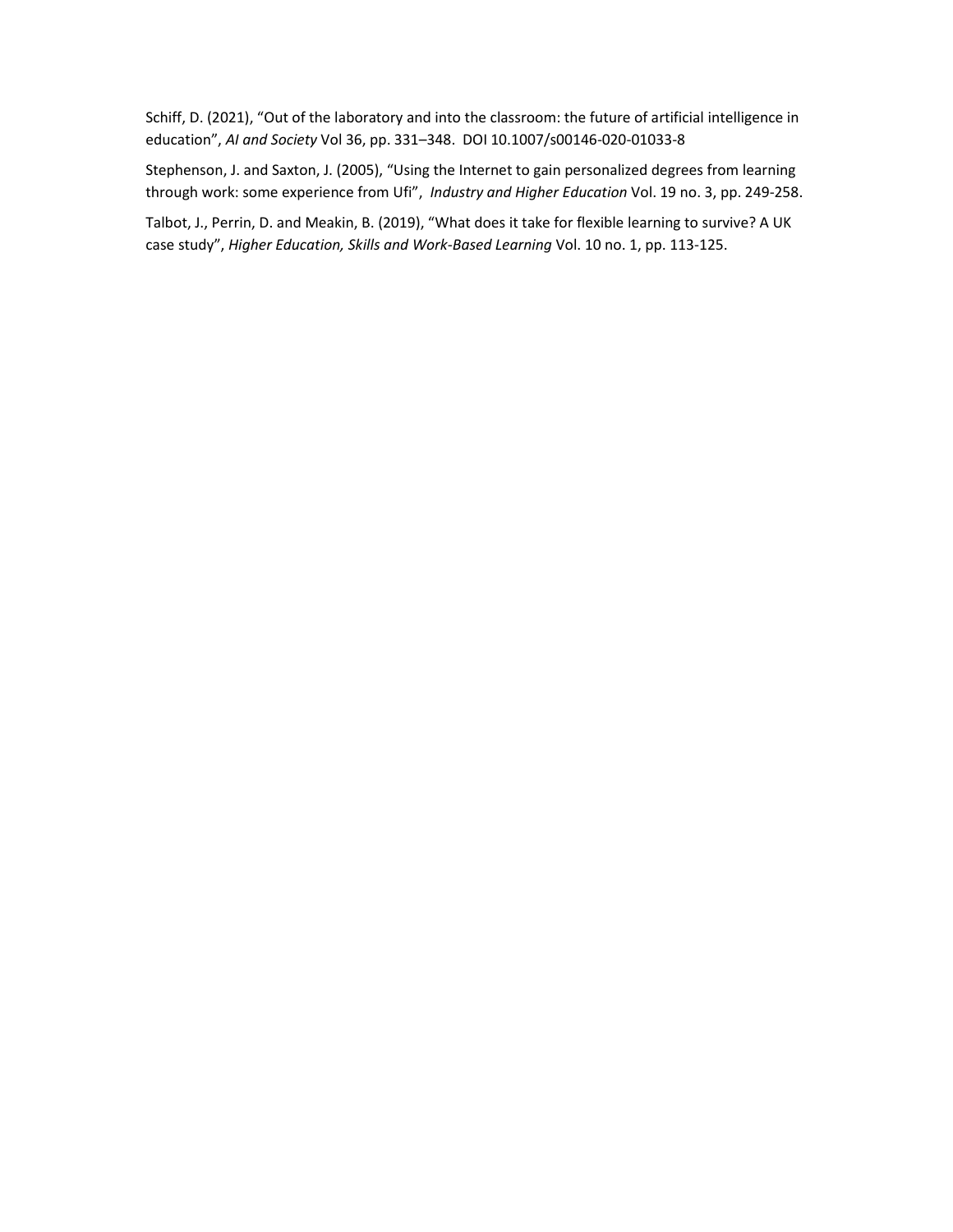Schiff, D. (2021), “Out of the laboratory and into the classroom: the future of artificial intelligence in education”, *AI and Society* Vol 36, pp. 331–348. DOI 10.1007/s00146-020-01033-8

Stephenson, J. and Saxton, J. (2005), “Using the Internet to gain personalized degrees from learning through work: some experience from Ufi”, *Industry and Higher Education* Vol. 19 no. 3, pp. 249-258.

Talbot, J., Perrin, D. and Meakin, B. (2019), “What does it take for flexible learning to survive? A UK case study”, *Higher Education, Skills and Work-Based Learning* Vol. 10 no. 1, pp. 113-125.